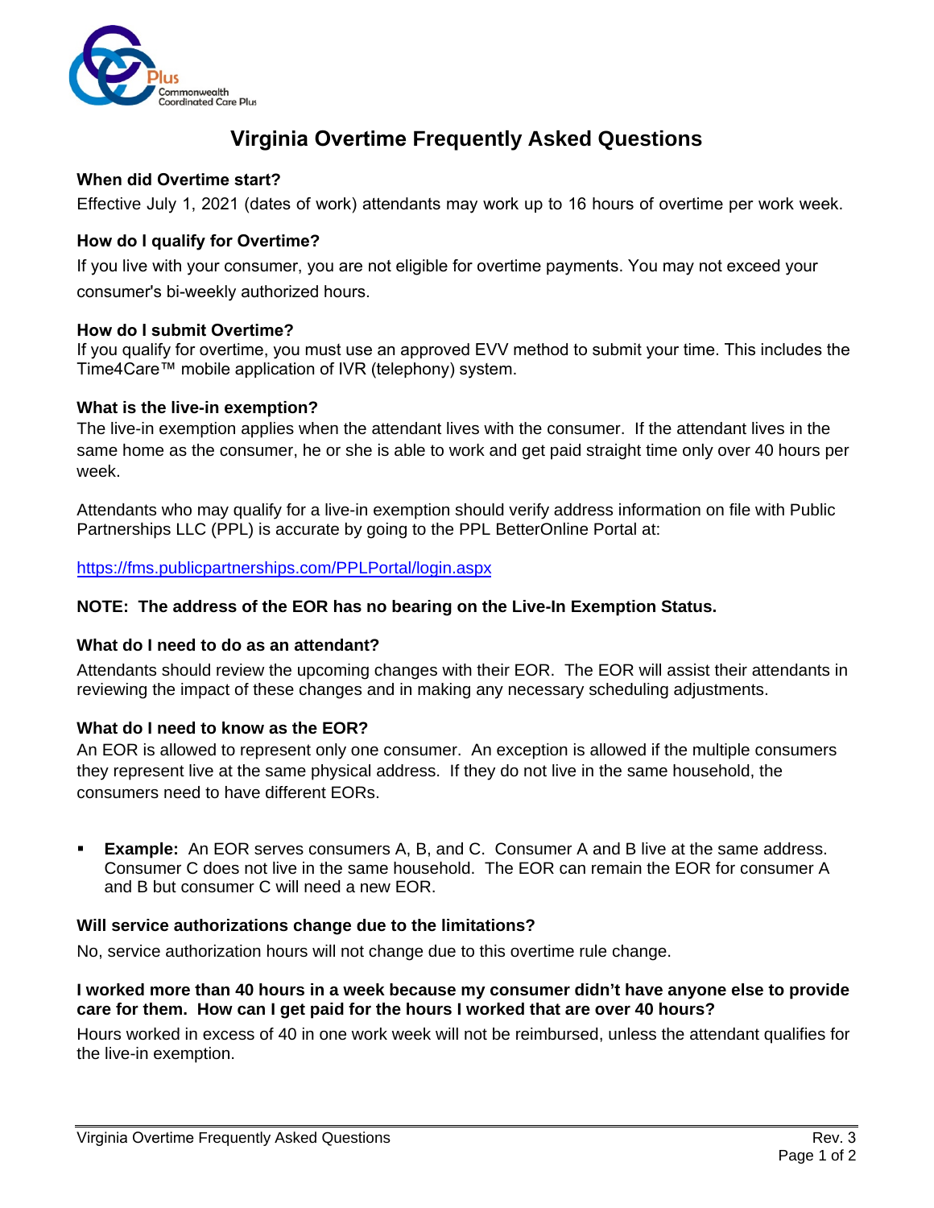# Virginia Overtime Frequently Asked Questions

**When did Overtime start?**

Effective July 1, 2021 (dates of work) attendants may work up to 16 hours of overtime per work week.

**How do I qualify for Overtime?**

If you live with your consumer, you are not eligible for overtime payments. You may not exceed your consumer's bi-weekly authorized hours.

**How do I submit Overtime?**

If you qualify for overtime, you must use an approved EVV method to submit your time. This includes the Time4Care™ mobile application of IVR (telephony) system.

**What is the live-in exemption?**

The live-in exemption applies when the attendant lives with the consumer. If the attendant lives in the same home as the consumer, he or she is able to work and get paid straight time only over 40 hours per week.

Attendants who may qualify for a live-in exemption should verify address information on file with Public Partnerships LLC (PPL) is accurate by going to the PPL BetterOnline Portal at:

https://fms.publicpartnerships.com/PPLPortal/login.aspx

**NOTE: The address of the EOR has no bearing on the Live-In Exemption Status.**

**What do I need to do as an attendant?**

Attendants should review the upcoming changes with their EOR. The EOR will assist their attendants in reviewing the impact of these changes and in making any necessary scheduling adjustments.

**What do I need to know as the EOR?**

An EOR is allowed to represent only one consumer. An exception is allowed if the multiple consumers they represent live at the same physical address. If they do not live in the same household, the consumers need to have different EORs.

- **Example:** An EOR serves consumers A, B, and C. Consumer A and B live at the same address. Consumer C does not live in the same household. The EOR can remain the EOR for consumer A and B but consumer C will need a new EOR.

**Will service authorizations change due to the limitations?**

No, service authorization hours will not change due to this overtime rule change.

**I worked more than 40 hours in a week because my consumer didn't have anyone else to provide care for them. How can I get paid for the hours I worked that are over 40 hours?**

Hours worked in excess of 40 in one work week will not be reimbursed, unless the attendant qualifies for the live-in exemption.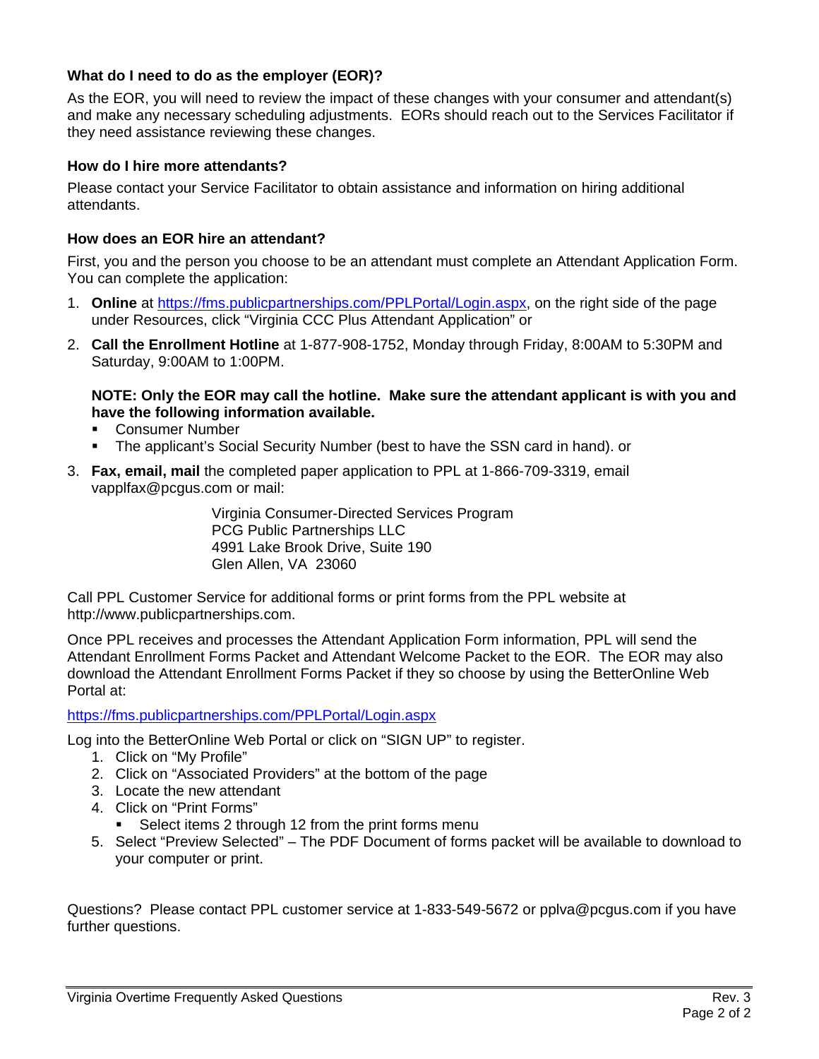### What do I need to do as the employer (EOR)?

As the EOR, you will need to review the impact of these changes with your consumer and attendant(s) and make any necessary scheduling adjustments. EORs should reach out to the Services Facilitator if they need assistance reviewing these changes.

### How do I hire more attendants?

Please contact your Service Facilitator to obtain assistance and information on hiring additional attendants.

### How does an EOR hire an attendant?

First, you and the person you choose to be an attendant must complete an Attendant Application Form. You can complete the application:

1. **Online** at https://fms.publicpartnerships.com/PPLPortal/Login.aspx, on the right side of the page under Resources, click "Virginia CCC Plus Attendant Application" or
2. **Call the Enrollment Hotline** at 1-877-908-1752, Monday through Friday, 8:00AM to 5:30PM and Saturday, 9:00AM to 1:00PM.

   **NOTE: Only the EOR may call the hotline. Make sure the attendant applicant is with you and have the following information available.**
   - Consumer Number
   - The applicant's Social Security Number (best to have the SSN card in hand). or
3. **Fax, email, mail** the completed paper application to PPL at 1-866-709-3319, email vapplfax@pcgus.com or mail:

   Virginia Consumer-Directed Services Program
   PCG Public Partnerships LLC
   4991 Lake Brook Drive, Suite 190
   Glen Allen, VA 23060

Call PPL Customer Service for additional forms or print forms from the PPL website at http://www.publicpartnerships.com.

Once PPL receives and processes the Attendant Application Form information, PPL will send the Attendant Enrollment Forms Packet and Attendant Welcome Packet to the EOR. The EOR may also download the Attendant Enrollment Forms Packet if they so choose by using the BetterOnline Web Portal at:

https://fms.publicpartnerships.com/PPLPortal/Login.aspx

Log into the BetterOnline Web Portal or click on "SIGN UP" to register.

1. Click on "My Profile"
2. Click on "Associated Providers" at the bottom of the page
3. Locate the new attendant
4. Click on "Print Forms"
   - Select items 2 through 12 from the print forms menu
5. Select "Preview Selected" – The PDF Document of forms packet will be available to download to your computer or print.

Questions? Please contact PPL customer service at 1-833-549-5672 or pplva@pcgus.com if you have further questions.